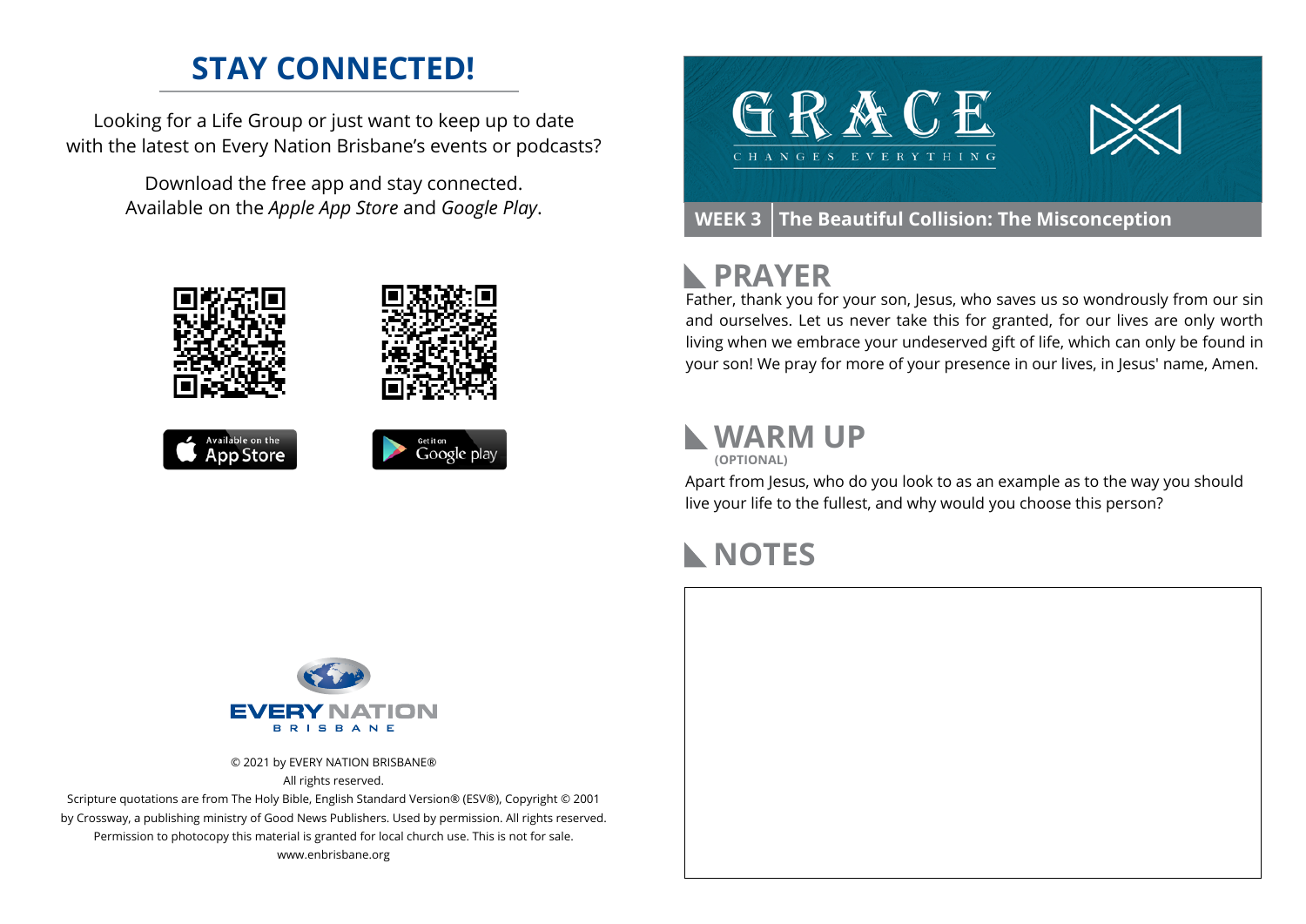## STAY CONNECTED!

Looking for a Life Group or just want to keep up to date with the latest on Every Nation Brisbane's events or podcasts?

Download the free app and stay connected. Available on the *Apple App Store* and *Google Play*.

© 2021 by EVERY NATION BRISBANE®
All rights reserved.
Scripture quotations are from The Holy Bible, English Standard Version® (ESV®), Copyright © 2001 by Crossway, a publishing ministry of Good News Publishers. Used by permission. All rights reserved.
Permission to photocopy this material is granted for local church use. This is not for sale.
www.enbrisbane.org

# GRACE
CHANGES EVERYTHING

**WEEK 3** | **The Beautiful Collision: The Misconception**

## PRAYER

Father, thank you for your son, Jesus, who saves us so wondrously from our sin and ourselves. Let us never take this for granted, for our lives are only worth living when we embrace your undeserved gift of life, which can only be found in your son! We pray for more of your presence in our lives, in Jesus' name, Amen.

## WARM UP
**(OPTIONAL)**

Apart from Jesus, who do you look to as an example as to the way you should live your life to the fullest, and why would you choose this person?

## NOTES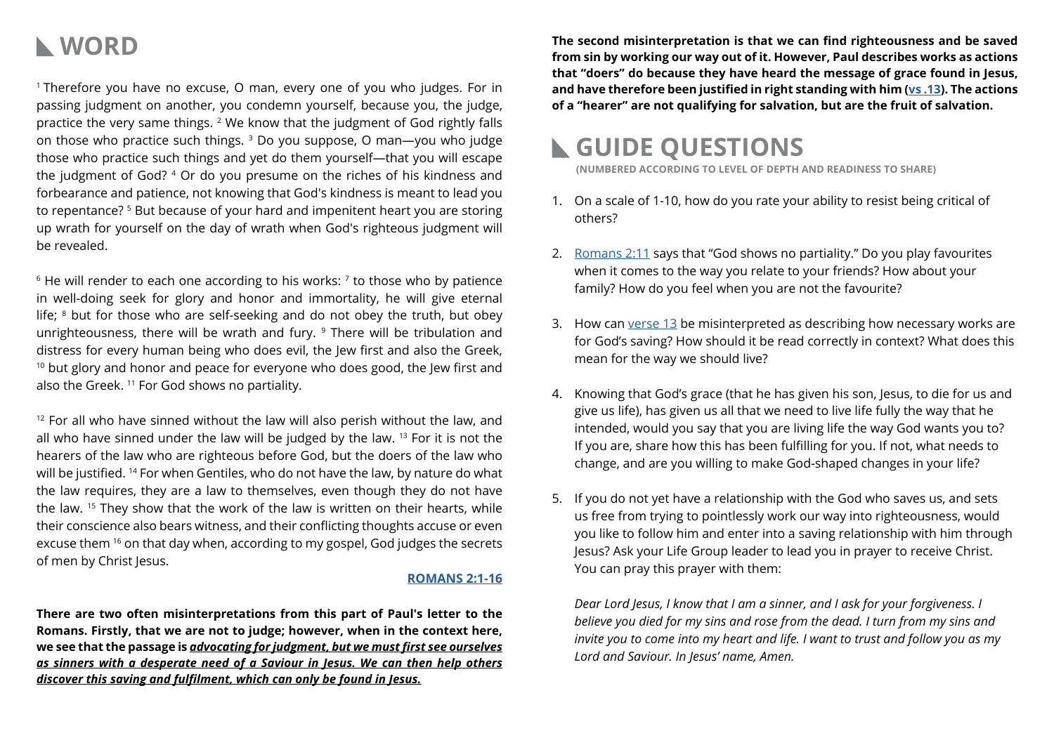## ◣ WORD

[1] Therefore you have no excuse, O man, every one of you who judges. For in passing judgment on another, you condemn yourself, because you, the judge, practice the very same things. [2] We know that the judgment of God rightly falls on those who practice such things. [3] Do you suppose, O man—you who judge those who practice such things and yet do them yourself—that you will escape the judgment of God? [4] Or do you presume on the riches of his kindness and forbearance and patience, not knowing that God's kindness is meant to lead you to repentance? [5] But because of your hard and impenitent heart you are storing up wrath for yourself on the day of wrath when God's righteous judgment will be revealed.

[6] He will render to each one according to his works: [7] to those who by patience in well-doing seek for glory and honor and immortality, he will give eternal life; [8] but for those who are self-seeking and do not obey the truth, but obey unrighteousness, there will be wrath and fury. [9] There will be tribulation and distress for every human being who does evil, the Jew first and also the Greek, [10] but glory and honor and peace for everyone who does good, the Jew first and also the Greek. [11] For God shows no partiality.

[12] For all who have sinned without the law will also perish without the law, and all who have sinned under the law will be judged by the law. [13] For it is not the hearers of the law who are righteous before God, but the doers of the law who will be justified. [14] For when Gentiles, who do not have the law, by nature do what the law requires, they are a law to themselves, even though they do not have the law. [15] They show that the work of the law is written on their hearts, while their conscience also bears witness, and their conflicting thoughts accuse or even excuse them [16] on that day when, according to my gospel, God judges the secrets of men by Christ Jesus.

**ROMANS 2:1-16**

**There are two often misinterpretations from this part of Paul's letter to the Romans. Firstly, that we are not to judge; however, when in the context here, we see that the passage is *advocating for judgment, but we must first see ourselves as sinners with a desperate need of a Saviour in Jesus. We can then help others discover this saving and fulfilment, which can only be found in Jesus.***

**The second misinterpretation is that we can find righteousness and be saved from sin by working our way out of it. However, Paul describes works as actions that "doers" do because they have heard the message of grace found in Jesus, and have therefore been justified in right standing with him (vs .13). The actions of a "hearer" are not qualifying for salvation, but are the fruit of salvation.**

## ◣ GUIDE QUESTIONS

**(NUMBERED ACCORDING TO LEVEL OF DEPTH AND READINESS TO SHARE)**

1. On a scale of 1-10, how do you rate your ability to resist being critical of others?

2. Romans 2:11 says that "God shows no partiality." Do you play favourites when it comes to the way you relate to your friends? How about your family? How do you feel when you are not the favourite?

3. How can verse 13 be misinterpreted as describing how necessary works are for God's saving? How should it be read correctly in context? What does this mean for the way we should live?

4. Knowing that God's grace (that he has given his son, Jesus, to die for us and give us life), has given us all that we need to live life fully the way that he intended, would you say that you are living life the way God wants you to? If you are, share how this has been fulfilling for you. If not, what needs to change, and are you willing to make God-shaped changes in your life?

5. If you do not yet have a relationship with the God who saves us, and sets us free from trying to pointlessly work our way into righteousness, would you like to follow him and enter into a saving relationship with him through Jesus? Ask your Life Group leader to lead you in prayer to receive Christ. You can pray this prayer with them:

   *Dear Lord Jesus, I know that I am a sinner, and I ask for your forgiveness. I believe you died for my sins and rose from the dead. I turn from my sins and invite you to come into my heart and life. I want to trust and follow you as my Lord and Saviour. In Jesus' name, Amen.*